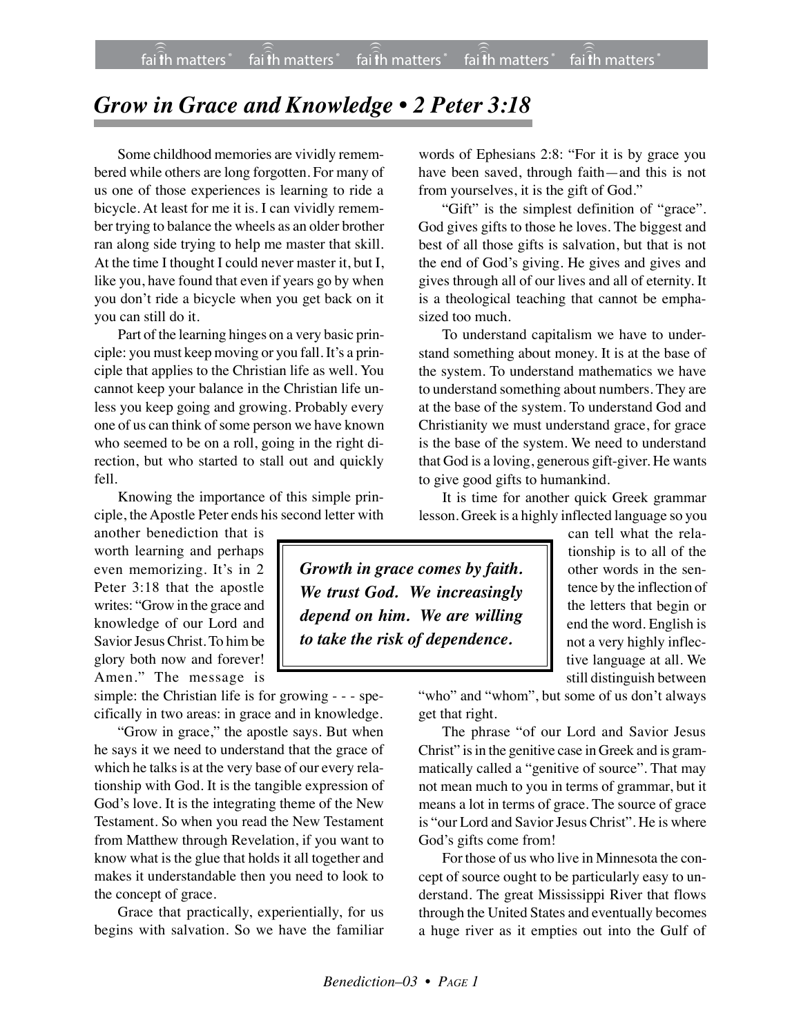# *Grow in Grace and Knowledge • 2 Peter 3:18*

Some childhood memories are vividly remembered while others are long forgotten. For many of us one of those experiences is learning to ride a bicycle. At least for me it is. I can vividly remember trying to balance the wheels as an older brother ran along side trying to help me master that skill. At the time I thought I could never master it, but I, like you, have found that even if years go by when you don't ride a bicycle when you get back on it you can still do it.

Part of the learning hinges on a very basic principle: you must keep moving or you fall. It's a principle that applies to the Christian life as well. You cannot keep your balance in the Christian life unless you keep going and growing. Probably every one of us can think of some person we have known who seemed to be on a roll, going in the right direction, but who started to stall out and quickly fell.

Knowing the importance of this simple principle, the Apostle Peter ends his second letter with another benediction that is worth learning and perhaps even memorizing. It's in 2 Peter 3:18 that the apostle writes: "Grow in the grace and knowledge of our Lord and Savior Jesus Christ. To him be glory both now and forever! Amen." The message is simple: the Christian life is for growing - - - specifically in two areas: in grace and in knowledge.

"Grow in grace," the apostle says. But when he says it we need to understand that the grace of which he talks is at the very base of our every relationship with God. It is the tangible expression of God's love. It is the integrating theme of the New Testament. So when you read the New Testament from Matthew through Revelation, if you want to know what is the glue that holds it all together and makes it understandable then you need to look to the concept of grace.

Grace that practically, experientially, for us begins with salvation. So we have the familiar words of Ephesians 2:8: "For it is by grace you have been saved, through faith—and this is not from yourselves, it is the gift of God."

"Gift" is the simplest definition of "grace". God gives gifts to those he loves. The biggest and best of all those gifts is salvation, but that is not the end of God's giving. He gives and gives and gives through all of our lives and all of eternity. It is a theological teaching that cannot be emphasized too much.

To understand capitalism we have to understand something about money. It is at the base of the system. To understand mathematics we have to understand something about numbers. They are at the base of the system. To understand God and Christianity we must understand grace, for grace is the base of the system. We need to understand that God is a loving, generous gift-giver. He wants to give good gifts to humankind.

> ***Growth in grace comes by faith. We trust God. We increasingly depend on him. We are willing to take the risk of dependence.***

It is time for another quick Greek grammar lesson. Greek is a highly inflected language so you can tell what the relationship is to all of the other words in the sentence by the inflection of the letters that begin or end the word. English is not a very highly inflective language at all. We still distinguish between "who" and "whom", but some of us don't always get that right.

The phrase "of our Lord and Savior Jesus Christ" is in the genitive case in Greek and is grammatically called a "genitive of source". That may not mean much to you in terms of grammar, but it means a lot in terms of grace. The source of grace is "our Lord and Savior Jesus Christ". He is where God's gifts come from!

For those of us who live in Minnesota the concept of source ought to be particularly easy to understand. The great Mississippi River that flows through the United States and eventually becomes a huge river as it empties out into the Gulf of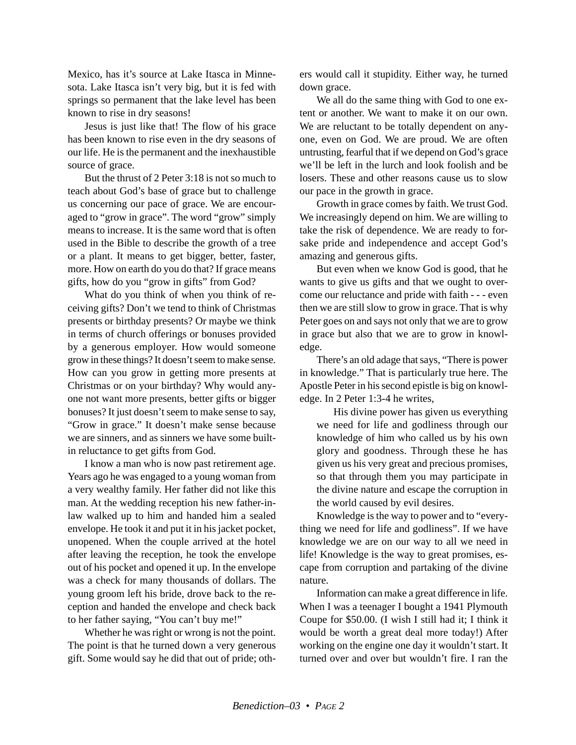Mexico, has it's source at Lake Itasca in Minnesota. Lake Itasca isn't very big, but it is fed with springs so permanent that the lake level has been known to rise in dry seasons!

Jesus is just like that! The flow of his grace has been known to rise even in the dry seasons of our life. He is the permanent and the inexhaustible source of grace.

But the thrust of 2 Peter 3:18 is not so much to teach about God's base of grace but to challenge us concerning our pace of grace. We are encouraged to "grow in grace". The word "grow" simply means to increase. It is the same word that is often used in the Bible to describe the growth of a tree or a plant. It means to get bigger, better, faster, more. How on earth do you do that? If grace means gifts, how do you "grow in gifts" from God?

What do you think of when you think of receiving gifts? Don't we tend to think of Christmas presents or birthday presents? Or maybe we think in terms of church offerings or bonuses provided by a generous employer. How would someone grow in these things? It doesn't seem to make sense. How can you grow in getting more presents at Christmas or on your birthday? Why would anyone not want more presents, better gifts or bigger bonuses? It just doesn't seem to make sense to say, "Grow in grace." It doesn't make sense because we are sinners, and as sinners we have some built-in reluctance to get gifts from God.

I know a man who is now past retirement age. Years ago he was engaged to a young woman from a very wealthy family. Her father did not like this man. At the wedding reception his new father-in-law walked up to him and handed him a sealed envelope. He took it and put it in his jacket pocket, unopened. When the couple arrived at the hotel after leaving the reception, he took the envelope out of his pocket and opened it up. In the envelope was a check for many thousands of dollars. The young groom left his bride, drove back to the reception and handed the envelope and check back to her father saying, "You can't buy me!"

Whether he was right or wrong is not the point. The point is that he turned down a very generous gift. Some would say he did that out of pride; others would call it stupidity. Either way, he turned down grace.

We all do the same thing with God to one extent or another. We want to make it on our own. We are reluctant to be totally dependent on anyone, even on God. We are proud. We are often untrusting, fearful that if we depend on God's grace we'll be left in the lurch and look foolish and be losers. These and other reasons cause us to slow our pace in the growth in grace.

Growth in grace comes by faith. We trust God. We increasingly depend on him. We are willing to take the risk of dependence. We are ready to forsake pride and independence and accept God's amazing and generous gifts.

But even when we know God is good, that he wants to give us gifts and that we ought to overcome our reluctance and pride with faith - - - even then we are still slow to grow in grace. That is why Peter goes on and says not only that we are to grow in grace but also that we are to grow in knowledge.

There's an old adage that says, "There is power in knowledge." That is particularly true here. The Apostle Peter in his second epistle is big on knowledge. In 2 Peter 1:3-4 he writes,

> His divine power has given us everything we need for life and godliness through our knowledge of him who called us by his own glory and goodness. Through these he has given us his very great and precious promises, so that through them you may participate in the divine nature and escape the corruption in the world caused by evil desires.

Knowledge is the way to power and to "everything we need for life and godliness". If we have knowledge we are on our way to all we need in life! Knowledge is the way to great promises, escape from corruption and partaking of the divine nature.

Information can make a great difference in life. When I was a teenager I bought a 1941 Plymouth Coupe for $50.00. (I wish I still had it; I think it would be worth a great deal more today!) After working on the engine one day it wouldn't start. It turned over and over but wouldn't fire. I ran the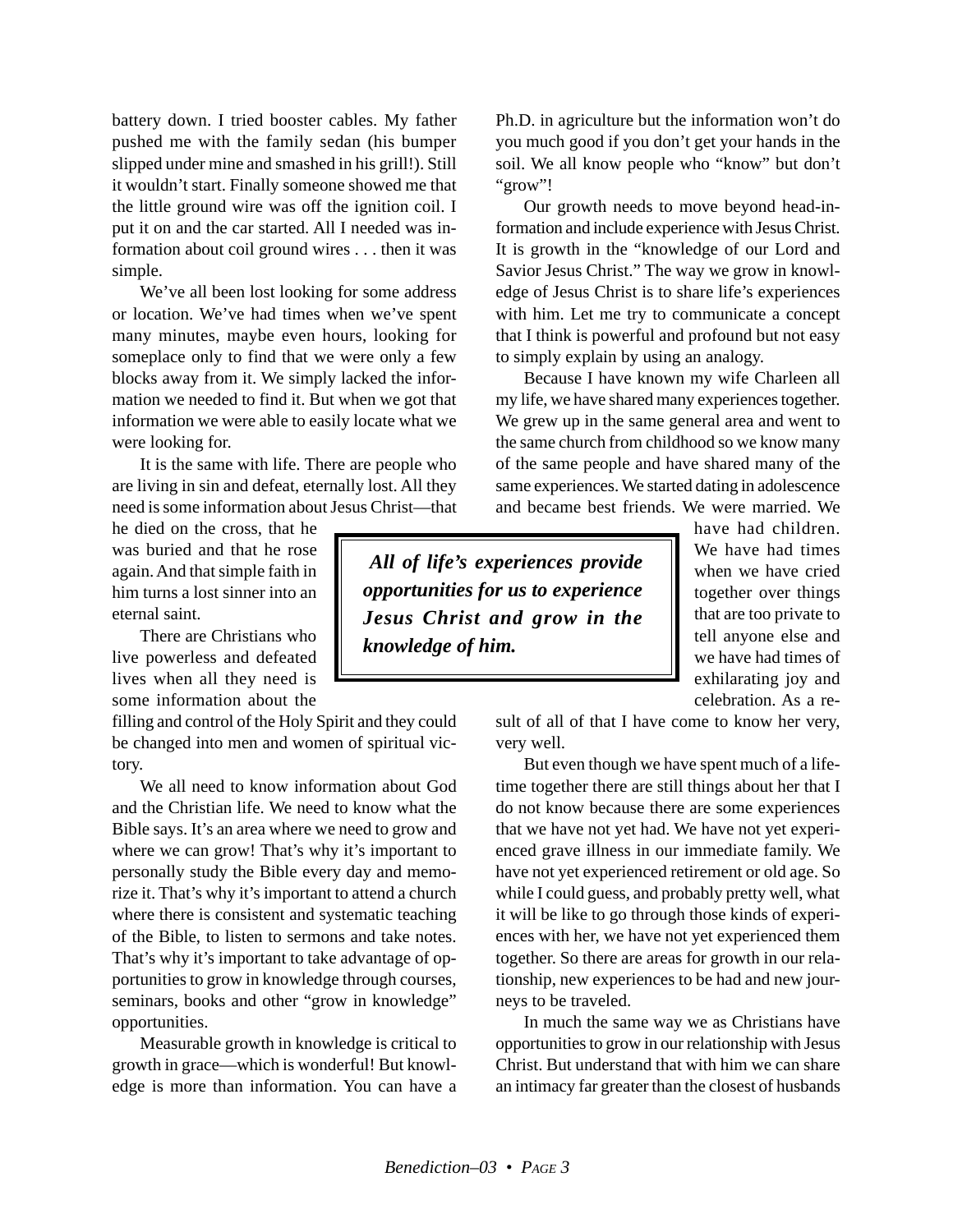battery down. I tried booster cables. My father pushed me with the family sedan (his bumper slipped under mine and smashed in his grill!). Still it wouldn't start. Finally someone showed me that the little ground wire was off the ignition coil. I put it on and the car started. All I needed was information about coil ground wires . . . then it was simple.

We've all been lost looking for some address or location. We've had times when we've spent many minutes, maybe even hours, looking for someplace only to find that we were only a few blocks away from it. We simply lacked the information we needed to find it. But when we got that information we were able to easily locate what we were looking for.

It is the same with life. There are people who are living in sin and defeat, eternally lost. All they need is some information about Jesus Christ—that he died on the cross, that he was buried and that he rose again. And that simple faith in him turns a lost sinner into an eternal saint.

There are Christians who live powerless and defeated lives when all they need is some information about the filling and control of the Holy Spirit and they could be changed into men and women of spiritual victory.

We all need to know information about God and the Christian life. We need to know what the Bible says. It's an area where we need to grow and where we can grow! That's why it's important to personally study the Bible every day and memorize it. That's why it's important to attend a church where there is consistent and systematic teaching of the Bible, to listen to sermons and take notes. That's why it's important to take advantage of opportunities to grow in knowledge through courses, seminars, books and other "grow in knowledge" opportunities.

Measurable growth in knowledge is critical to growth in grace—which is wonderful! But knowledge is more than information. You can have a Ph.D. in agriculture but the information won't do you much good if you don't get your hands in the soil. We all know people who "know" but don't "grow"!

Our growth needs to move beyond head-information and include experience with Jesus Christ. It is growth in the "knowledge of our Lord and Savior Jesus Christ." The way we grow in knowledge of Jesus Christ is to share life's experiences with him. Let me try to communicate a concept that I think is powerful and profound but not easy to simply explain by using an analogy.

Because I have known my wife Charleen all my life, we have shared many experiences together. We grew up in the same general area and went to the same church from childhood so we know many of the same people and have shared many of the same experiences. We started dating in adolescence and became best friends. We were married. We have had children. We have had times when we have cried together over things that are too private to tell anyone else and we have had times of exhilarating joy and celebration. As a result of all of that I have come to know her very, very well.

> ***All of life's experiences provide opportunities for us to experience Jesus Christ and grow in the knowledge of him.***

But even though we have spent much of a lifetime together there are still things about her that I do not know because there are some experiences that we have not yet had. We have not yet experienced grave illness in our immediate family. We have not yet experienced retirement or old age. So while I could guess, and probably pretty well, what it will be like to go through those kinds of experiences with her, we have not yet experienced them together. So there are areas for growth in our relationship, new experiences to be had and new journeys to be traveled.

In much the same way we as Christians have opportunities to grow in our relationship with Jesus Christ. But understand that with him we can share an intimacy far greater than the closest of husbands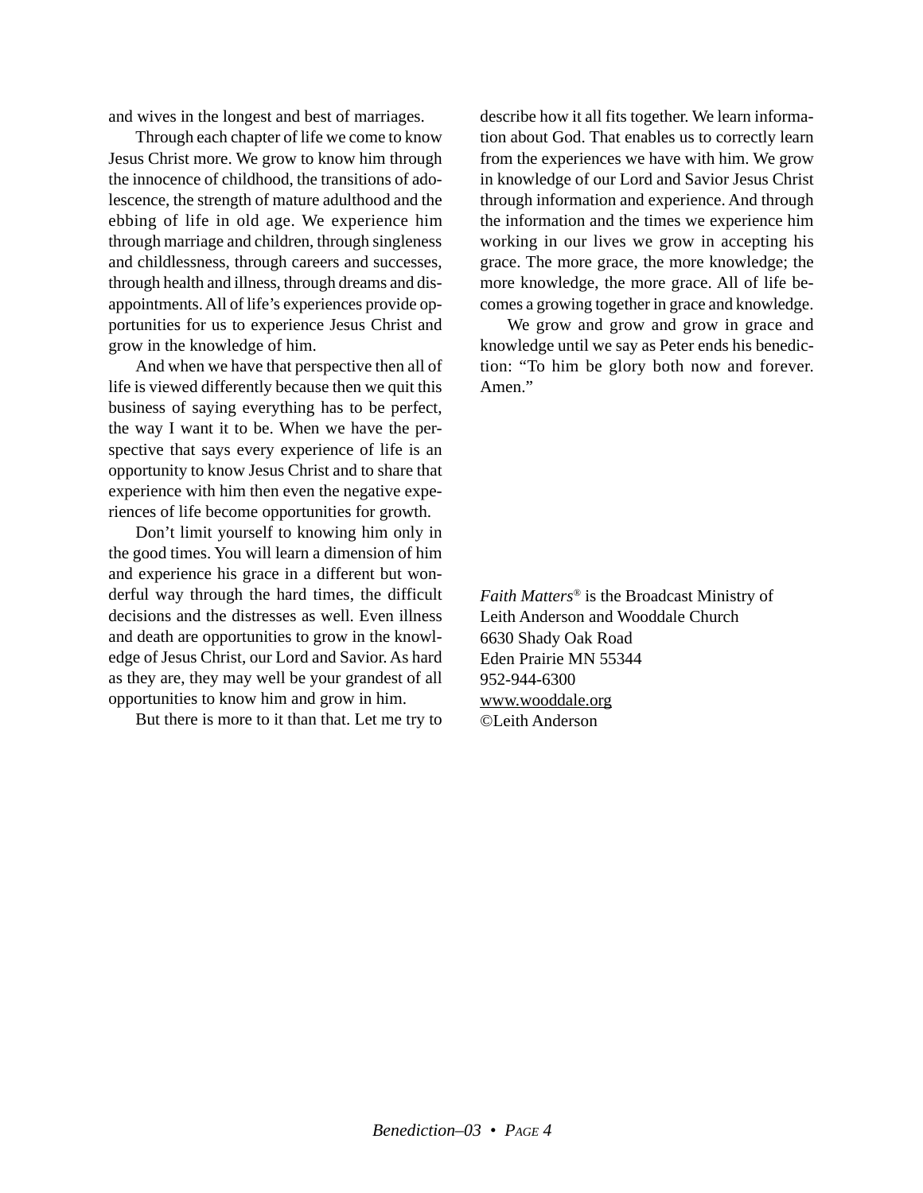and wives in the longest and best of marriages.

Through each chapter of life we come to know Jesus Christ more. We grow to know him through the innocence of childhood, the transitions of adolescence, the strength of mature adulthood and the ebbing of life in old age. We experience him through marriage and children, through singleness and childlessness, through careers and successes, through health and illness, through dreams and disappointments. All of life's experiences provide opportunities for us to experience Jesus Christ and grow in the knowledge of him.

And when we have that perspective then all of life is viewed differently because then we quit this business of saying everything has to be perfect, the way I want it to be. When we have the perspective that says every experience of life is an opportunity to know Jesus Christ and to share that experience with him then even the negative experiences of life become opportunities for growth.

Don't limit yourself to knowing him only in the good times. You will learn a dimension of him and experience his grace in a different but wonderful way through the hard times, the difficult decisions and the distresses as well. Even illness and death are opportunities to grow in the knowledge of Jesus Christ, our Lord and Savior. As hard as they are, they may well be your grandest of all opportunities to know him and grow in him.

But there is more to it than that. Let me try to describe how it all fits together. We learn information about God. That enables us to correctly learn from the experiences we have with him. We grow in knowledge of our Lord and Savior Jesus Christ through information and experience. And through the information and the times we experience him working in our lives we grow in accepting his grace. The more grace, the more knowledge; the more knowledge, the more grace. All of life becomes a growing together in grace and knowledge.

We grow and grow and grow in grace and knowledge until we say as Peter ends his benediction: "To him be glory both now and forever. Amen."

*Faith Matters®* is the Broadcast Ministry of
Leith Anderson and Wooddale Church
6630 Shady Oak Road
Eden Prairie MN 55344
952-944-6300
www.wooddale.org
©Leith Anderson